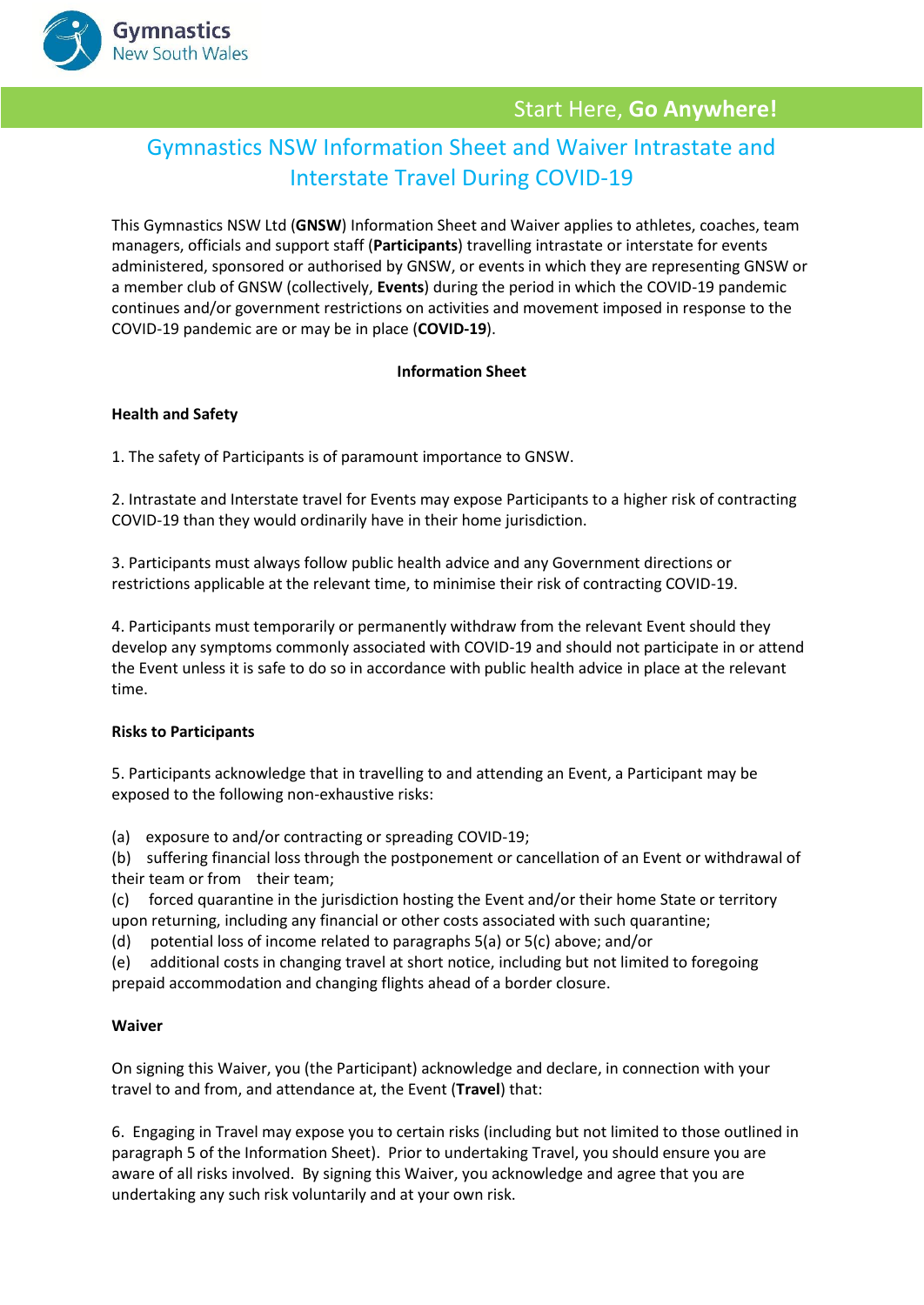Gymnastics
New South Wales

Start Here, **Go Anywhere!**

# Gymnastics NSW Information Sheet and Waiver Intrastate and Interstate Travel During COVID-19

This Gymnastics NSW Ltd (**GNSW**) Information Sheet and Waiver applies to athletes, coaches, team managers, officials and support staff (**Participants**) travelling intrastate or interstate for events administered, sponsored or authorised by GNSW, or events in which they are representing GNSW or a member club of GNSW (collectively, **Events**) during the period in which the COVID-19 pandemic continues and/or government restrictions on activities and movement imposed in response to the COVID-19 pandemic are or may be in place (**COVID-19**).

## Information Sheet

### Health and Safety

1. The safety of Participants is of paramount importance to GNSW.

2. Intrastate and Interstate travel for Events may expose Participants to a higher risk of contracting COVID-19 than they would ordinarily have in their home jurisdiction.

3. Participants must always follow public health advice and any Government directions or restrictions applicable at the relevant time, to minimise their risk of contracting COVID-19.

4. Participants must temporarily or permanently withdraw from the relevant Event should they develop any symptoms commonly associated with COVID-19 and should not participate in or attend the Event unless it is safe to do so in accordance with public health advice in place at the relevant time.

### Risks to Participants

5. Participants acknowledge that in travelling to and attending an Event, a Participant may be exposed to the following non-exhaustive risks:

(a) exposure to and/or contracting or spreading COVID-19;
(b) suffering financial loss through the postponement or cancellation of an Event or withdrawal of their team or from their team;
(c) forced quarantine in the jurisdiction hosting the Event and/or their home State or territory upon returning, including any financial or other costs associated with such quarantine;
(d) potential loss of income related to paragraphs 5(a) or 5(c) above; and/or
(e) additional costs in changing travel at short notice, including but not limited to foregoing prepaid accommodation and changing flights ahead of a border closure.

### Waiver

On signing this Waiver, you (the Participant) acknowledge and declare, in connection with your travel to and from, and attendance at, the Event (**Travel**) that:

6. Engaging in Travel may expose you to certain risks (including but not limited to those outlined in paragraph 5 of the Information Sheet). Prior to undertaking Travel, you should ensure you are aware of all risks involved. By signing this Waiver, you acknowledge and agree that you are undertaking any such risk voluntarily and at your own risk.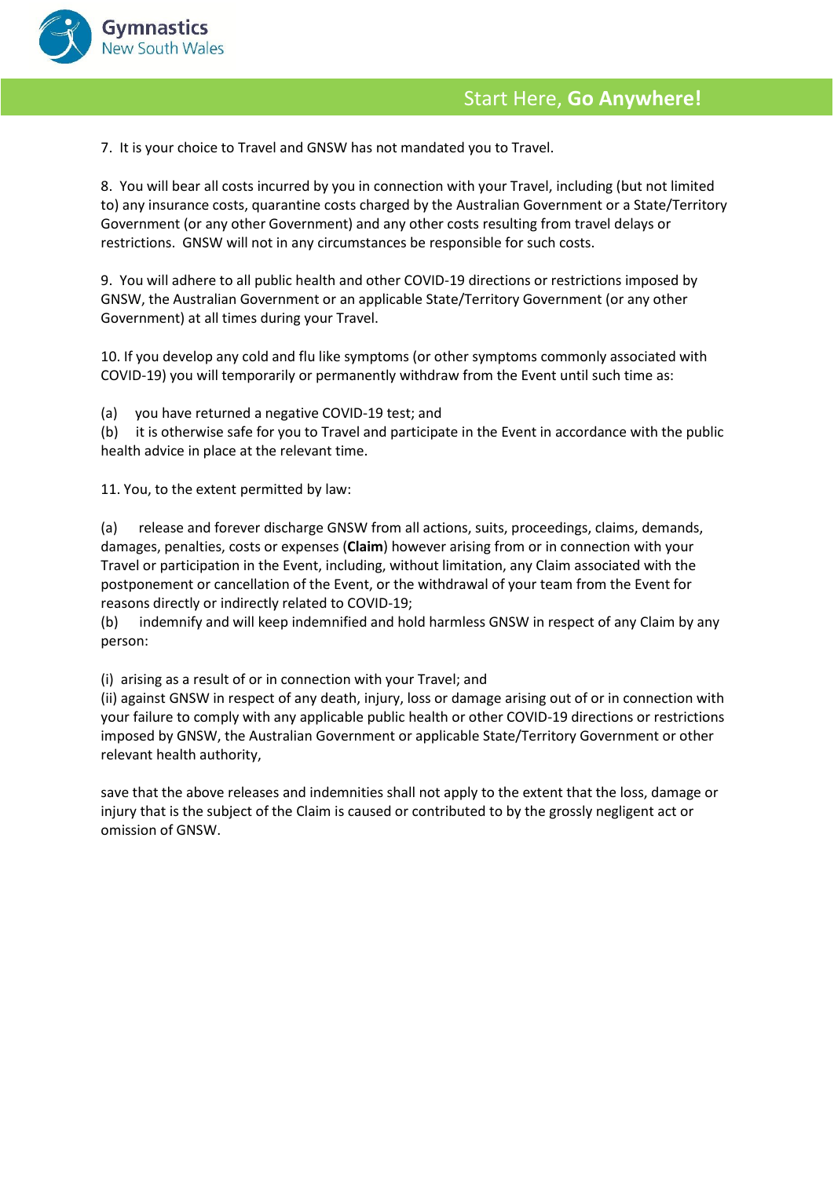7. It is your choice to Travel and GNSW has not mandated you to Travel.

8. You will bear all costs incurred by you in connection with your Travel, including (but not limited to) any insurance costs, quarantine costs charged by the Australian Government or a State/Territory Government (or any other Government) and any other costs resulting from travel delays or restrictions. GNSW will not in any circumstances be responsible for such costs.

9. You will adhere to all public health and other COVID-19 directions or restrictions imposed by GNSW, the Australian Government or an applicable State/Territory Government (or any other Government) at all times during your Travel.

10. If you develop any cold and flu like symptoms (or other symptoms commonly associated with COVID-19) you will temporarily or permanently withdraw from the Event until such time as:

(a) you have returned a negative COVID-19 test; and
(b) it is otherwise safe for you to Travel and participate in the Event in accordance with the public health advice in place at the relevant time.

11. You, to the extent permitted by law:

(a) release and forever discharge GNSW from all actions, suits, proceedings, claims, demands, damages, penalties, costs or expenses (**Claim**) however arising from or in connection with your Travel or participation in the Event, including, without limitation, any Claim associated with the postponement or cancellation of the Event, or the withdrawal of your team from the Event for reasons directly or indirectly related to COVID-19;
(b) indemnify and will keep indemnified and hold harmless GNSW in respect of any Claim by any person:

(i) arising as a result of or in connection with your Travel; and
(ii) against GNSW in respect of any death, injury, loss or damage arising out of or in connection with your failure to comply with any applicable public health or other COVID-19 directions or restrictions imposed by GNSW, the Australian Government or applicable State/Territory Government or other relevant health authority,

save that the above releases and indemnities shall not apply to the extent that the loss, damage or injury that is the subject of the Claim is caused or contributed to by the grossly negligent act or omission of GNSW.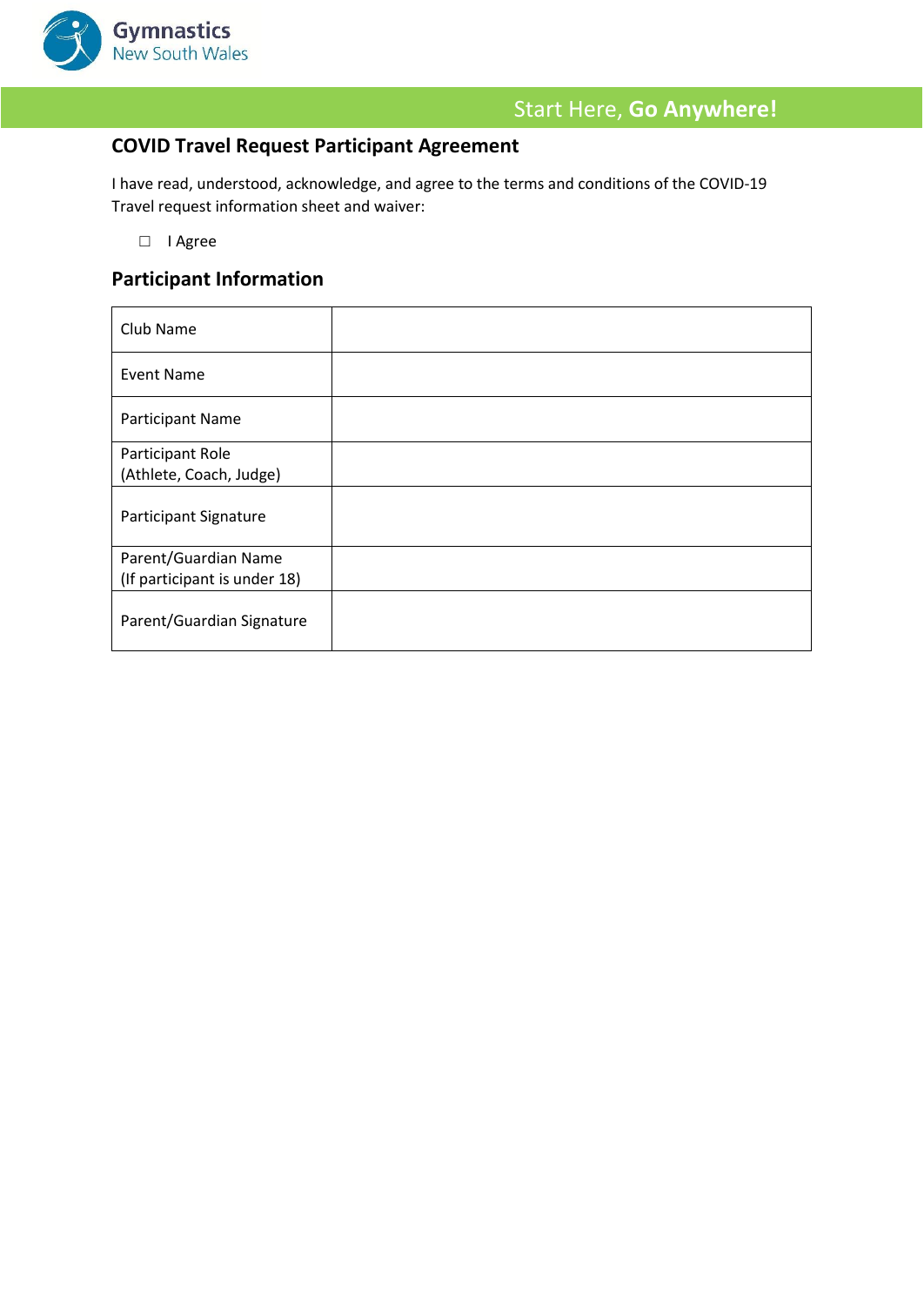## COVID Travel Request Participant Agreement

I have read, understood, acknowledge, and agree to the terms and conditions of the COVID-19 Travel request information sheet and waiver:

☐ I Agree

## Participant Information

| | |
|---|---|
| Club Name | |
| Event Name | |
| Participant Name | |
| Participant Role (Athlete, Coach, Judge) | |
| Participant Signature | |
| Parent/Guardian Name (If participant is under 18) | |
| Parent/Guardian Signature | |